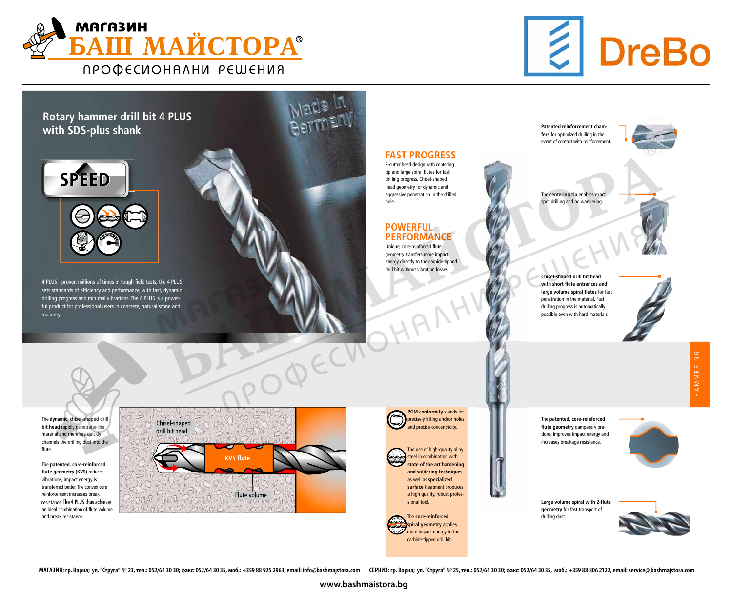МАГАЗИН БАШ МАЙСТОРА®
ПРОФЕСИОНАЛНИ РЕШЕНИЯ

DreBo

# Rotary hammer drill bit 4 PLUS with SDS-plus shank

SPEED

Made in Germany

4 PLUS - proven millions of times in tough field tests, the 4 PLUS sets standards of efficiency and performance, with fast, dynamic drilling progress and minimal vibrations. The 4 PLUS is a powerful product for professional users in concrete, natural stone and masonry.

## FAST PROGRESS

2-cutter head design with centering tip and large spiral flutes for fast drilling progress. Chisel-shaped head geometry for dynamic and aggressive penetration in the drilled hole.

## POWERFUL PERFORMANCE

Unique, core-reinforced flute geometry transfers more impact energy directly to the carbide-tipped drill bit without vibration losses.

**Patented reinforcement chamfers** for optimized drilling in the event of contact with reinforcement.

The **centering tip** enables exact spot drilling and no wandering.

**Chisel-shaped drill bit head with short flute entrances and large volume spiral flutes** for fast penetration in the material. Fast drilling progress is automatically possible even with hard materials.

HAMMERING

The **dynamic, chisel-shaped drill bit head** rapidly penetrates the material and therefore quickly channels the drilling dust into the flute.

The **patented, core-reinforced flute geometry (KVS)** reduces vibrations, impact energy is transferred better. The convex core reinforcement increases break resistance. The 4 PLUS thus achieves an ideal combination of flute volume and break resistance.

Chisel-shaped drill bit head

KVS flute

Flute volume

**PGM conformity** stands for precisely fitting anchor holes and precise concentricity.

The use of high-quality alloy steel in combination with **state of the art hardening and soldering techniques** as well as **specialized surface** treatment produces a high quality, robust professional tool.

The **core-reinforced spiral geometry** applies more impact energy to the carbide-tipped drill bit.

The **patented, core-reinforced flute geometry** dampens vibrations, improves impact energy and increases breakage resistance.

**Large volume spiral with 2-flute geometry** for fast transport of drilling dust.

МАГАЗИН: гр. Варна; ул. "Струга" № 23, тел.: 052/64 30 30; факс: 052/64 30 35, моб.: +359 88 925 2963, email: info@bashmajstora.com СЕРВИЗ: гр. Варна; ул. "Струга" № 25, тел.: 052/64 30 30; факс: 052/64 30 35, моб.: +359 88 806 2122, email: service@ bashmajstora.com

www.bashmaistora.bg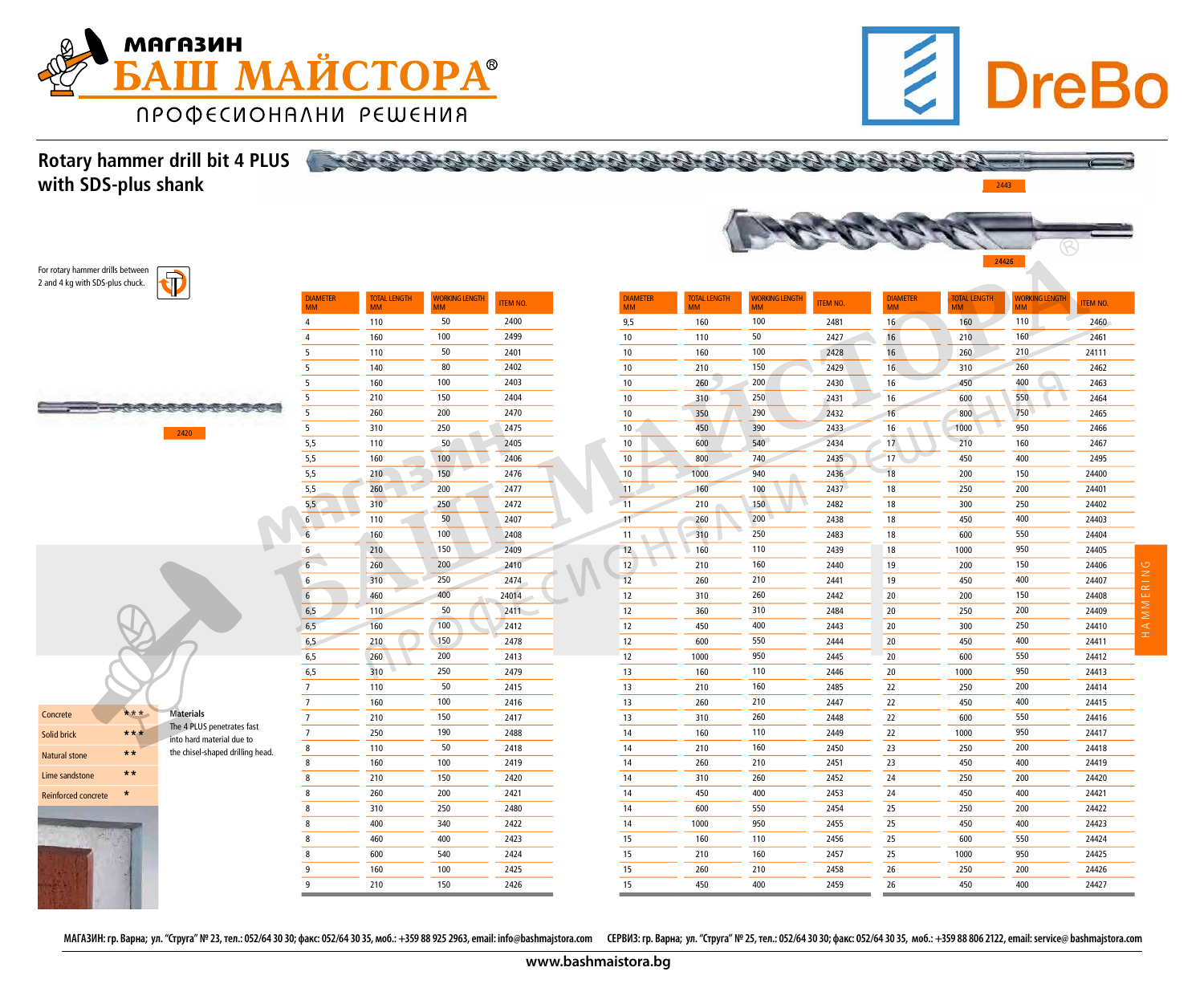МАГАЗИН БАШ МАЙСТОРА®
ПРОФЕСИОНАЛНИ РЕШЕНИЯ

DreBo

# Rotary hammer drill bit 4 PLUS with SDS-plus shank

2443

24426

For rotary hammer drills between 2 and 4 kg with SDS-plus chuck.

2420

| DIAMETER MM | TOTAL LENGTH MM | WORKING LENGTH MM | ITEM NO. |
|---|---|---|---|
| 4 | 110 | 50 | 2400 |
| 4 | 160 | 100 | 2499 |
| 5 | 110 | 50 | 2401 |
| 5 | 140 | 80 | 2402 |
| 5 | 160 | 100 | 2403 |
| 5 | 210 | 150 | 2404 |
| 5 | 260 | 200 | 2470 |
| 5 | 310 | 250 | 2475 |
| 5,5 | 110 | 50 | 2405 |
| 5,5 | 160 | 100 | 2406 |
| 5,5 | 210 | 150 | 2476 |
| 5,5 | 260 | 200 | 2477 |
| 5,5 | 310 | 250 | 2472 |
| 6 | 110 | 50 | 2407 |
| 6 | 160 | 100 | 2408 |
| 6 | 210 | 150 | 2409 |
| 6 | 260 | 200 | 2410 |
| 6 | 310 | 250 | 2474 |
| 6 | 460 | 400 | 24014 |
| 6,5 | 110 | 50 | 2411 |
| 6,5 | 160 | 100 | 2412 |
| 6,5 | 210 | 150 | 2478 |
| 6,5 | 260 | 200 | 2413 |
| 6,5 | 310 | 250 | 2479 |
| 7 | 110 | 50 | 2415 |
| 7 | 160 | 100 | 2416 |
| 7 | 210 | 150 | 2417 |
| 7 | 250 | 190 | 2488 |
| 8 | 110 | 50 | 2418 |
| 8 | 160 | 100 | 2419 |
| 8 | 210 | 150 | 2420 |
| 8 | 260 | 200 | 2421 |
| 8 | 310 | 250 | 2480 |
| 8 | 400 | 340 | 2422 |
| 8 | 460 | 400 | 2423 |
| 8 | 600 | 540 | 2424 |
| 9 | 160 | 100 | 2425 |
| 9 | 210 | 150 | 2426 |

| DIAMETER MM | TOTAL LENGTH MM | WORKING LENGTH MM | ITEM NO. |
|---|---|---|---|
| 9,5 | 160 | 100 | 2481 |
| 10 | 110 | 50 | 2427 |
| 10 | 160 | 100 | 2428 |
| 10 | 210 | 150 | 2429 |
| 10 | 260 | 200 | 2430 |
| 10 | 310 | 250 | 2431 |
| 10 | 350 | 290 | 2432 |
| 10 | 450 | 390 | 2433 |
| 10 | 600 | 540 | 2434 |
| 10 | 800 | 740 | 2435 |
| 10 | 1000 | 940 | 2436 |
| 11 | 160 | 100 | 2437 |
| 11 | 210 | 150 | 2482 |
| 11 | 260 | 200 | 2438 |
| 11 | 310 | 250 | 2483 |
| 12 | 160 | 110 | 2439 |
| 12 | 210 | 160 | 2440 |
| 12 | 260 | 210 | 2441 |
| 12 | 310 | 260 | 2442 |
| 12 | 360 | 310 | 2484 |
| 12 | 450 | 400 | 2443 |
| 12 | 600 | 550 | 2444 |
| 12 | 1000 | 950 | 2445 |
| 13 | 160 | 110 | 2446 |
| 13 | 210 | 160 | 2485 |
| 13 | 260 | 210 | 2447 |
| 13 | 310 | 260 | 2448 |
| 14 | 160 | 110 | 2449 |
| 14 | 210 | 160 | 2450 |
| 14 | 260 | 210 | 2451 |
| 14 | 310 | 260 | 2452 |
| 14 | 450 | 400 | 2453 |
| 14 | 600 | 550 | 2454 |
| 14 | 1000 | 950 | 2455 |
| 15 | 160 | 110 | 2456 |
| 15 | 210 | 160 | 2457 |
| 15 | 260 | 210 | 2458 |
| 15 | 450 | 400 | 2459 |

| DIAMETER MM | TOTAL LENGTH MM | WORKING LENGTH MM | ITEM NO. |
|---|---|---|---|
| 16 | 160 | 110 | 2460 |
| 16 | 210 | 160 | 2461 |
| 16 | 260 | 210 | 24111 |
| 16 | 310 | 260 | 2462 |
| 16 | 450 | 400 | 2463 |
| 16 | 600 | 550 | 2464 |
| 16 | 800 | 750 | 2465 |
| 16 | 1000 | 950 | 2466 |
| 17 | 210 | 160 | 2467 |
| 17 | 450 | 400 | 2495 |
| 18 | 200 | 150 | 24400 |
| 18 | 250 | 200 | 24401 |
| 18 | 300 | 250 | 24402 |
| 18 | 450 | 400 | 24403 |
| 18 | 600 | 550 | 24404 |
| 18 | 1000 | 950 | 24405 |
| 19 | 200 | 150 | 24406 |
| 19 | 450 | 400 | 24407 |
| 20 | 200 | 150 | 24408 |
| 20 | 250 | 200 | 24409 |
| 20 | 300 | 250 | 24410 |
| 20 | 450 | 400 | 24411 |
| 20 | 600 | 550 | 24412 |
| 20 | 1000 | 950 | 24413 |
| 22 | 250 | 200 | 24414 |
| 22 | 450 | 400 | 24415 |
| 22 | 600 | 550 | 24416 |
| 22 | 1000 | 950 | 24417 |
| 23 | 250 | 200 | 24418 |
| 23 | 450 | 400 | 24419 |
| 24 | 250 | 200 | 24420 |
| 24 | 450 | 400 | 24421 |
| 25 | 250 | 200 | 24422 |
| 25 | 450 | 400 | 24423 |
| 25 | 600 | 550 | 24424 |
| 25 | 1000 | 950 | 24425 |
| 26 | 250 | 200 | 24426 |
| 26 | 450 | 400 | 24427 |

| | |
|---|---|
| Concrete | *** |
| Solid brick | *** |
| Natural stone | ** |
| Lime sandstone | ** |
| Reinforced concrete | * |

**Materials**
The 4 PLUS penetrates fast into hard material due to the chisel-shaped drilling head.

HAMMERING

МАГАЗИН: гр. Варна; ул. "Струга" № 23, тел.: 052/64 30 30; факс: 052/64 30 35, моб.: +359 88 925 2963, email: info@bashmajstora.com СЕРВИЗ: гр. Варна; ул. "Струга" № 25, тел.: 052/64 30 30; факс: 052/64 30 35, моб.: +359 88 806 2122, email: service@ bashmajstora.com

www.bashmaistora.bg